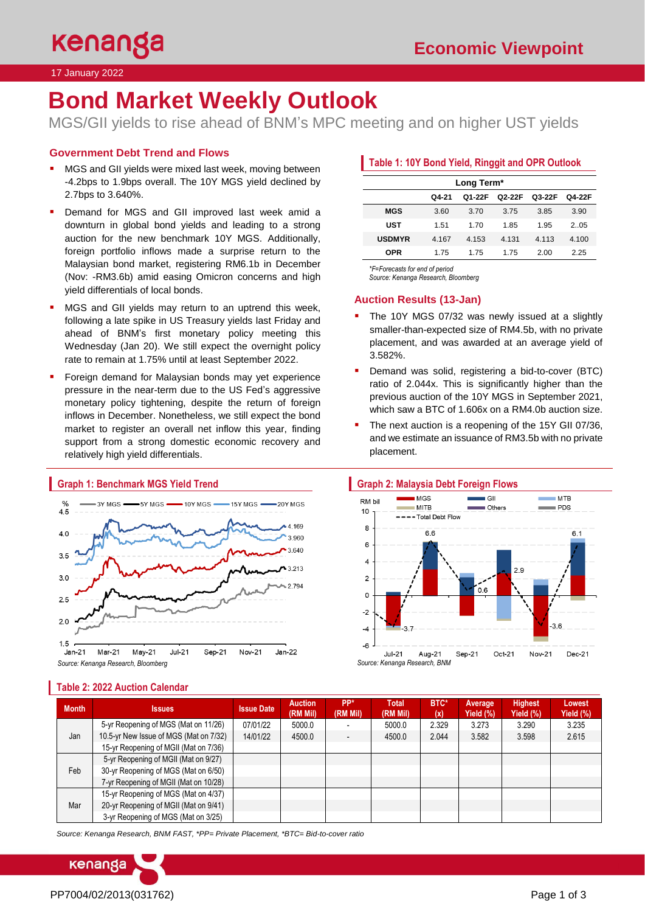# Bond Market Weekly Outlook

MGS/GII yields to rise ahead of BNM's MPC meeting and on higher UST yields

17 January 2022

## Government Debt Trend and Flows

- MGS and GII yields were mixed last week, moving between -4.2bps to 1.9bps overall. The 10Y MGS yield declined by 2.7bps to 3.640%.
- Demand for MGS and GII improved last week amid a downturn in global bond yields and leading to a strong auction for the new benchmark 10Y MGS. Additionally, foreign portfolio inflows made a surprise return to the Malaysian bond market, registering RM6.1b in December (Nov: -RM3.6b) amid easing Omicron concerns and high yield differentials of local bonds.
- MGS and GII yields may return to an uptrend this week, following a late spike in US Treasury yields last Friday and ahead of BNM's first monetary policy meeting this Wednesday (Jan 20). We still expect the overnight policy rate to remain at 1.75% until at least September 2022.
- Foreign demand for Malaysian bonds may yet experience pressure in the near-term due to the US Fed's aggressive monetary policy tightening, despite the return of foreign inflows in December. Nonetheless, we still expect the bond market to register an overall net inflow this year, finding support from a strong domestic economic recovery and relatively high yield differentials.

### Table 1: 10Y Bond Yield, Ringgit and OPR Outlook

| Long Term* | Q4-21 | Q1-22F | Q2-22F | Q3-22F | Q4-22F |
|---|---|---|---|---|---|
| MGS | 3.60 | 3.70 | 3.75 | 3.85 | 3.90 |
| UST | 1.51 | 1.70 | 1.85 | 1.95 | 2..05 |
| USDMYR | 4.167 | 4.153 | 4.131 | 4.113 | 4.100 |
| OPR | 1.75 | 1.75 | 1.75 | 2.00 | 2.25 |

*\*F=Forecasts for end of period*
*Source: Kenanga Research, Bloomberg*

## Auction Results (13-Jan)

- The 10Y MGS 07/32 was newly issued at a slightly smaller-than-expected size of RM4.5b, with no private placement, and was awarded at an average yield of 3.582%.
- Demand was solid, registering a bid-to-cover (BTC) ratio of 2.044x. This is significantly higher than the previous auction of the 10Y MGS in September 2021, which saw a BTC of 1.606x on a RM4.0b auction size.
- The next auction is a reopening of the 15Y GII 07/36, and we estimate an issuance of RM3.5b with no private placement.

### Graph 1: Benchmark MGS Yield Trend

*Source: Kenanga Research, Bloomberg*

### Graph 2: Malaysia Debt Foreign Flows

*Source: Kenanga Research, BNM*

### Table 2: 2022 Auction Calendar

| Month | Issues | Issue Date | Auction (RM Mil) | PP* (RM Mil) | Total (RM Mil) | BTC* (x) | Average Yield (%) | Highest Yield (%) | Lowest Yield (%) |
|---|---|---|---|---|---|---|---|---|---|
| Jan | 5-yr Reopening of MGS (Mat on 11/26) | 07/01/22 | 5000.0 | - | 5000.0 | 2.329 | 3.273 | 3.290 | 3.235 |
| | 10.5-yr New Issue of MGS (Mat on 7/32) | 14/01/22 | 4500.0 | - | 4500.0 | 2.044 | 3.582 | 3.598 | 2.615 |
| | 15-yr Reopening of MGII (Mat on 7/36) | | | | | | | | |
| Feb | 5-yr Reopening of MGII (Mat on 9/27) | | | | | | | | |
| | 30-yr Reopening of MGS (Mat on 6/50) | | | | | | | | |
| | 7-yr Reopening of MGII (Mat on 10/28) | | | | | | | | |
| Mar | 15-yr Reopening of MGS (Mat on 4/37) | | | | | | | | |
| | 20-yr Reopening of MGII (Mat on 9/41) | | | | | | | | |
| | 3-yr Reopening of MGS (Mat on 3/25) | | | | | | | | |

*Source: Kenanga Research, BNM FAST, \*PP= Private Placement, \*BTC= Bid-to-cover ratio*

PP7004/02/2013(031762)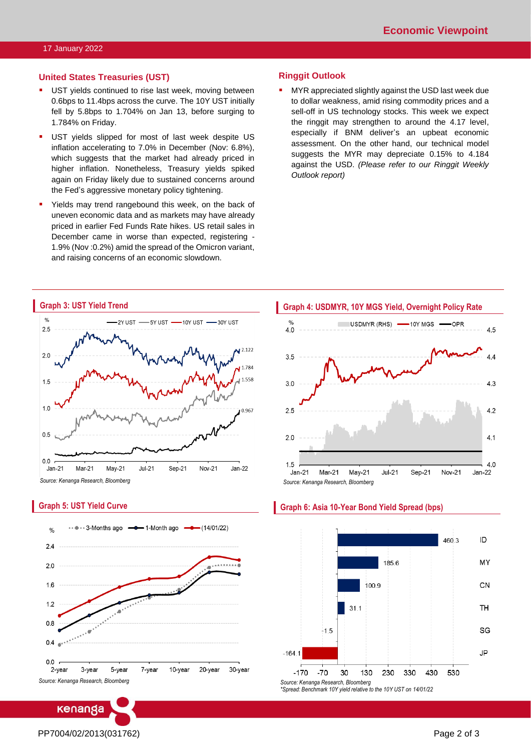## United States Treasuries (UST)

- UST yields continued to rise last week, moving between 0.6bps to 11.4bps across the curve. The 10Y UST initially fell by 5.8bps to 1.704% on Jan 13, before surging to 1.784% on Friday.
- UST yields slipped for most of last week despite US inflation accelerating to 7.0% in December (Nov: 6.8%), which suggests that the market had already priced in higher inflation. Nonetheless, Treasury yields spiked again on Friday likely due to sustained concerns around the Fed's aggressive monetary policy tightening.
- Yields may trend rangebound this week, on the back of uneven economic data and as markets may have already priced in earlier Fed Funds Rate hikes. US retail sales in December came in worse than expected, registering -1.9% (Nov :0.2%) amid the spread of the Omicron variant, and raising concerns of an economic slowdown.

## Ringgit Outlook

- MYR appreciated slightly against the USD last week due to dollar weakness, amid rising commodity prices and a sell-off in US technology stocks. This week we expect the ringgit may strengthen to around the 4.17 level, especially if BNM deliver's an upbeat economic assessment. On the other hand, our technical model suggests the MYR may depreciate 0.15% to 4.184 against the USD. *(Please refer to our Ringgit Weekly Outlook report)*

### Graph 3: UST Yield Trend

*Source: Kenanga Research, Bloomberg*

### Graph 4: USDMYR, 10Y MGS Yield, Overnight Policy Rate

*Source: Kenanga Research, Bloomberg*

### Graph 5: UST Yield Curve

*Source: Kenanga Research, Bloomberg*

### Graph 6: Asia 10-Year Bond Yield Spread (bps)

| Country | Spread (bps) |
|---|---|
| ID | 460.3 |
| MY | 185.6 |
| CN | 100.9 |
| TH | 31.1 |
| SG | -1.5 |
| JP | -164.1 |

*Source: Kenanga Research, Bloomberg*
*\*Spread: Benchmark 10Y yield relative to the 10Y UST on 14/01/22*

PP7004/02/2013(031762)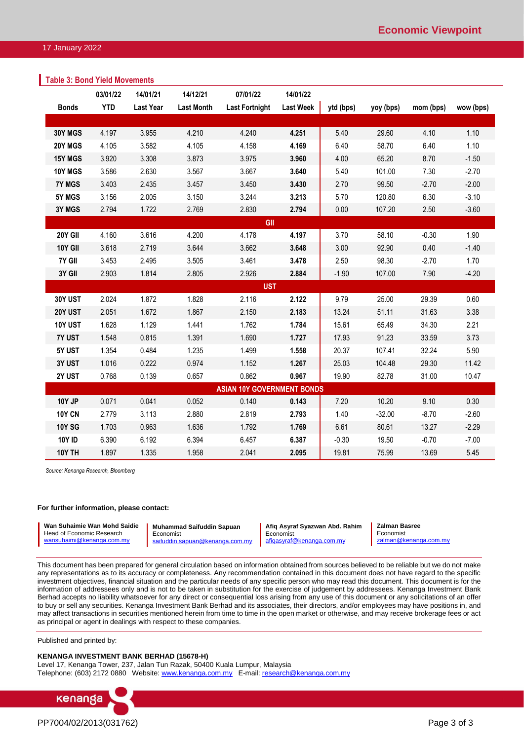### Table 3: Bond Yield Movements

| Bonds | 03/01/22 YTD | 14/01/21 Last Year | 14/12/21 Last Month | 07/01/22 Last Fortnight | 14/01/22 Last Week | ytd (bps) | yoy (bps) | mom (bps) | wow (bps) |
|---|---|---|---|---|---|---|---|---|---|
| **30Y MGS** | 4.197 | 3.955 | 4.210 | 4.240 | **4.251** | 5.40 | 29.60 | 4.10 | 1.10 |
| **20Y MGS** | 4.105 | 3.582 | 4.105 | 4.158 | **4.169** | 6.40 | 58.70 | 6.40 | 1.10 |
| **15Y MGS** | 3.920 | 3.308 | 3.873 | 3.975 | **3.960** | 4.00 | 65.20 | 8.70 | -1.50 |
| **10Y MGS** | 3.586 | 2.630 | 3.567 | 3.667 | **3.640** | 5.40 | 101.00 | 7.30 | -2.70 |
| **7Y MGS** | 3.403 | 2.435 | 3.457 | 3.450 | **3.430** | 2.70 | 99.50 | -2.70 | -2.00 |
| **5Y MGS** | 3.156 | 2.005 | 3.150 | 3.244 | **3.213** | 5.70 | 120.80 | 6.30 | -3.10 |
| **3Y MGS** | 2.794 | 1.722 | 2.769 | 2.830 | **2.794** | 0.00 | 107.20 | 2.50 | -3.60 |
| **GII** | | | | | | | | | |
| **20Y GII** | 4.160 | 3.616 | 4.200 | 4.178 | **4.197** | 3.70 | 58.10 | -0.30 | 1.90 |
| **10Y GII** | 3.618 | 2.719 | 3.644 | 3.662 | **3.648** | 3.00 | 92.90 | 0.40 | -1.40 |
| **7Y GII** | 3.453 | 2.495 | 3.505 | 3.461 | **3.478** | 2.50 | 98.30 | -2.70 | 1.70 |
| **3Y GII** | 2.903 | 1.814 | 2.805 | 2.926 | **2.884** | -1.90 | 107.00 | 7.90 | -4.20 |
| **UST** | | | | | | | | | |
| **30Y UST** | 2.024 | 1.872 | 1.828 | 2.116 | **2.122** | 9.79 | 25.00 | 29.39 | 0.60 |
| **20Y UST** | 2.051 | 1.672 | 1.867 | 2.150 | **2.183** | 13.24 | 51.11 | 31.63 | 3.38 |
| **10Y UST** | 1.628 | 1.129 | 1.441 | 1.762 | **1.784** | 15.61 | 65.49 | 34.30 | 2.21 |
| **7Y UST** | 1.548 | 0.815 | 1.391 | 1.690 | **1.727** | 17.93 | 91.23 | 33.59 | 3.73 |
| **5Y UST** | 1.354 | 0.484 | 1.235 | 1.499 | **1.558** | 20.37 | 107.41 | 32.24 | 5.90 |
| **3Y UST** | 1.016 | 0.222 | 0.974 | 1.152 | **1.267** | 25.03 | 104.48 | 29.30 | 11.42 |
| **2Y UST** | 0.768 | 0.139 | 0.657 | 0.862 | **0.967** | 19.90 | 82.78 | 31.00 | 10.47 |
| **ASIAN 10Y GOVERNMENT BONDS** | | | | | | | | | |
| **10Y JP** | 0.071 | 0.041 | 0.052 | 0.140 | **0.143** | 7.20 | 10.20 | 9.10 | 0.30 |
| **10Y CN** | 2.779 | 3.113 | 2.880 | 2.819 | **2.793** | 1.40 | -32.00 | -8.70 | -2.60 |
| **10Y SG** | 1.703 | 0.963 | 1.636 | 1.792 | **1.769** | 6.61 | 80.61 | 13.27 | -2.29 |
| **10Y ID** | 6.390 | 6.192 | 6.394 | 6.457 | **6.387** | -0.30 | 19.50 | -0.70 | -7.00 |
| **10Y TH** | 1.897 | 1.335 | 1.958 | 2.041 | **2.095** | 19.81 | 75.99 | 13.69 | 5.45 |

*Source: Kenanga Research, Bloomberg*

**For further information, please contact:**

**Wan Suhaimie Wan Mohd Saidie**
Head of Economic Research
wansuhaimi@kenanga.com.my

**Muhammad Saifuddin Sapuan**
Economist
saifuddin.sapuan@kenanga.com.my

**Afiq Asyraf Syazwan Abd. Rahim**
Economist
afiqasyraf@kenanga.com.my

**Zalman Basree**
Economist
zalman@kenanga.com.my

This document has been prepared for general circulation based on information obtained from sources believed to be reliable but we do not make any representations as to its accuracy or completeness. Any recommendation contained in this document does not have regard to the specific investment objectives, financial situation and the particular needs of any specific person who may read this document. This document is for the information of addressees only and is not to be taken in substitution for the exercise of judgement by addressees. Kenanga Investment Bank Berhad accepts no liability whatsoever for any direct or consequential loss arising from any use of this document or any solicitations of an offer to buy or sell any securities. Kenanga Investment Bank Berhad and its associates, their directors, and/or employees may have positions in, and may affect transactions in securities mentioned herein from time to time in the open market or otherwise, and may receive brokerage fees or act as principal or agent in dealings with respect to these companies.

Published and printed by:

**KENANGA INVESTMENT BANK BERHAD (15678-H)**
Level 17, Kenanga Tower, 237, Jalan Tun Razak, 50400 Kuala Lumpur, Malaysia
Telephone: (603) 2172 0880 Website: www.kenanga.com.my E-mail: research@kenanga.com.my

PP7004/02/2013(031762)